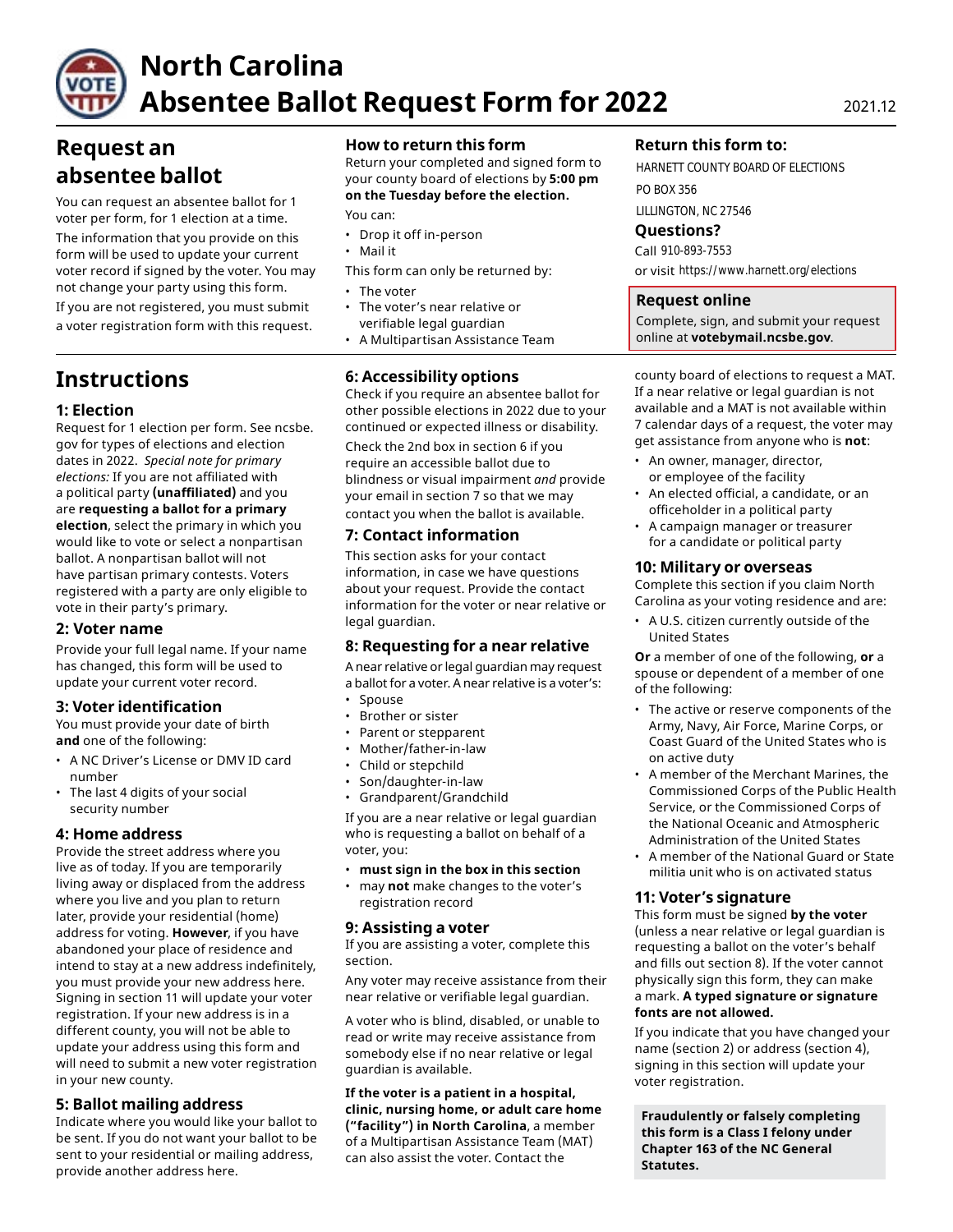# North Carolina Absentee Ballot Request Form for 2022

2021.12

## Request an absentee ballot

You can request an absentee ballot for 1 voter per form, for 1 election at a time.

The information that you provide on this form will be used to update your current voter record if signed by the voter. You may not change your party using this form.

If you are not registered, you must submit a voter registration form with this request.

### How to return this form

Return your completed and signed form to your county board of elections by **5:00 pm on the Tuesday before the election.**

You can:

- Drop it off in-person
- Mail it

This form can only be returned by:

- The voter
- The voter's near relative or verifiable legal guardian
- A Multipartisan Assistance Team

### Return this form to:

HARNETT COUNTY BOARD OF ELECTIONS
PO BOX 356
LILLINGTON, NC 27546

### Questions?

Call 910-893-7553
or visit https://www.harnett.org/elections

### Request online

Complete, sign, and submit your request online at **votebymail.ncsbe.gov**.

## Instructions

### 1: Election

Request for 1 election per form. See ncsbe.gov for types of elections and election dates in 2022. *Special note for primary elections:* If you are not affiliated with a political party **(unaffiliated)** and you are **requesting a ballot for a primary election**, select the primary in which you would like to vote or select a nonpartisan ballot. A nonpartisan ballot will not have partisan primary contests. Voters registered with a party are only eligible to vote in their party's primary.

### 2: Voter name

Provide your full legal name. If your name has changed, this form will be used to update your current voter record.

### 3: Voter identification

You must provide your date of birth **and** one of the following:

- A NC Driver's License or DMV ID card number
- The last 4 digits of your social security number

### 4: Home address

Provide the street address where you live as of today. If you are temporarily living away or displaced from the address where you live and you plan to return later, provide your residential (home) address for voting. **However**, if you have abandoned your place of residence and intend to stay at a new address indefinitely, you must provide your new address here. Signing in section 11 will update your voter registration. If your new address is in a different county, you will not be able to update your address using this form and will need to submit a new voter registration in your new county.

### 5: Ballot mailing address

Indicate where you would like your ballot to be sent. If you do not want your ballot to be sent to your residential or mailing address, provide another address here.

### 6: Accessibility options

Check if you require an absentee ballot for other possible elections in 2022 due to your continued or expected illness or disability.

Check the 2nd box in section 6 if you require an accessible ballot due to blindness or visual impairment *and* provide your email in section 7 so that we may contact you when the ballot is available.

### 7: Contact information

This section asks for your contact information, in case we have questions about your request. Provide the contact information for the voter or near relative or legal guardian.

### 8: Requesting for a near relative

A near relative or legal guardian may request a ballot for a voter. A near relative is a voter's:

- Spouse
- Brother or sister
- Parent or stepparent
- Mother/father-in-law
- Child or stepchild
- Son/daughter-in-law
- Grandparent/Grandchild

If you are a near relative or legal guardian who is requesting a ballot on behalf of a voter, you:

- **must sign in the box in this section**
- may **not** make changes to the voter's registration record

### 9: Assisting a voter

If you are assisting a voter, complete this section.

Any voter may receive assistance from their near relative or verifiable legal guardian.

A voter who is blind, disabled, or unable to read or write may receive assistance from somebody else if no near relative or legal guardian is available.

**If the voter is a patient in a hospital, clinic, nursing home, or adult care home ("facility") in North Carolina**, a member of a Multipartisan Assistance Team (MAT) can also assist the voter. Contact the county board of elections to request a MAT. If a near relative or legal guardian is not available and a MAT is not available within 7 calendar days of a request, the voter may get assistance from anyone who is **not**:

- An owner, manager, director, or employee of the facility
- An elected official, a candidate, or an officeholder in a political party
- A campaign manager or treasurer for a candidate or political party

### 10: Military or overseas

Complete this section if you claim North Carolina as your voting residence and are:

- A U.S. citizen currently outside of the United States

**Or** a member of one of the following, **or** a spouse or dependent of a member of one of the following:

- The active or reserve components of the Army, Navy, Air Force, Marine Corps, or Coast Guard of the United States who is on active duty
- A member of the Merchant Marines, the Commissioned Corps of the Public Health Service, or the Commissioned Corps of the National Oceanic and Atmospheric Administration of the United States
- A member of the National Guard or State militia unit who is on activated status

### 11: Voter's signature

This form must be signed **by the voter** (unless a near relative or legal guardian is requesting a ballot on the voter's behalf and fills out section 8). If the voter cannot physically sign this form, they can make a mark. **A typed signature or signature fonts are not allowed.**

If you indicate that you have changed your name (section 2) or address (section 4), signing in this section will update your voter registration.

**Fraudulently or falsely completing this form is a Class I felony under Chapter 163 of the NC General Statutes.**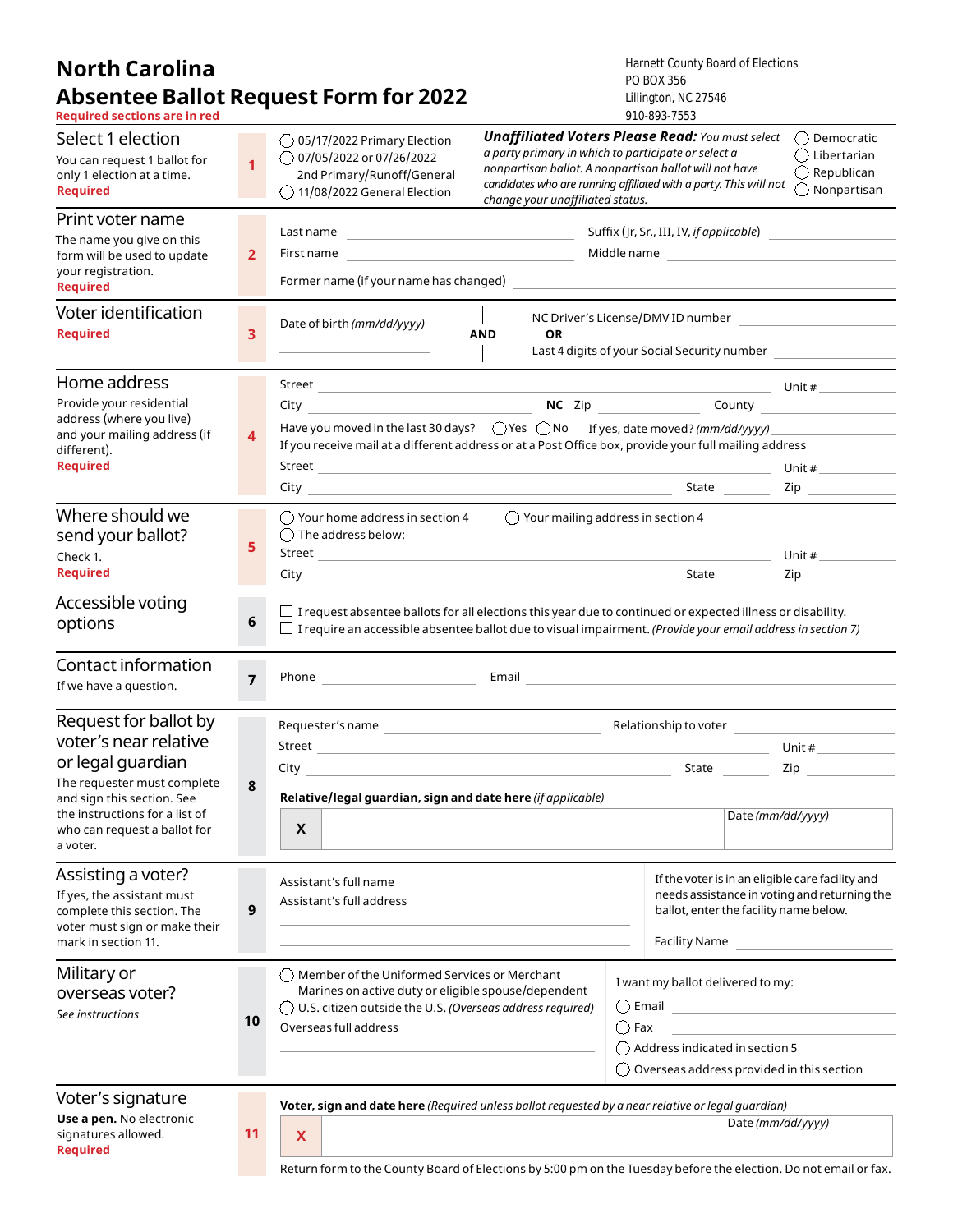# North Carolina
# Absentee Ballot Request Form for 2022

Required sections are in red

Harnett County Board of Elections
PO BOX 356
Lillington, NC 27546
910-893-7553

## Select 1 election

You can request 1 ballot for only 1 election at a time.
**Required**

**1**

◯ 05/17/2022 Primary Election
◯ 07/05/2022 or 07/26/2022 2nd Primary/Runoff/General
◯ 11/08/2022 General Election

***Unaffiliated Voters Please Read:*** *You must select a party primary in which to participate or select a nonpartisan ballot. A nonpartisan ballot will not have candidates who are running affiliated with a party. This will not change your unaffiliated status.*

◯ Democratic
◯ Libertarian
◯ Republican
◯ Nonpartisan

## Print voter name

The name you give on this form will be used to update your registration.
**Required**

**2**

Last name ______ Suffix (Jr, Sr., III, IV, *if applicable*) ______
First name ______ Middle name ______
Former name (if your name has changed) ______

## Voter identification

**Required**

**3**

Date of birth *(mm/dd/yyyy)* ______

**AND**

NC Driver's License/DMV ID number ______
**OR**
Last 4 digits of your Social Security number ______

## Home address

Provide your residential address (where you live) and your mailing address (if different).
**Required**

**4**

Street ______ Unit # ______
City ______ **NC** Zip ______ County ______
Have you moved in the last 30 days? ◯Yes ◯No If yes, date moved? *(mm/dd/yyyy)* ______
If you receive mail at a different address or at a Post Office box, provide your full mailing address
Street ______ Unit # ______
City ______ State ______ Zip ______

## Where should we send your ballot?

Check 1.
**Required**

**5**

◯ Your home address in section 4 ◯ Your mailing address in section 4
◯ The address below:
Street ______ Unit # ______
City ______ State ______ Zip ______

## Accessible voting options

**6**

☐ I request absentee ballots for all elections this year due to continued or expected illness or disability.
☐ I require an accessible absentee ballot due to visual impairment. *(Provide your email address in section 7)*

## Contact information

If we have a question.

**7**

Phone ______ Email ______

## Request for ballot by voter's near relative or legal guardian

The requester must complete and sign this section. See the instructions for a list of who can request a ballot for a voter.

**8**

Requester's name ______ Relationship to voter ______
Street ______ Unit # ______
City ______ State ______ Zip ______

**Relative/legal guardian, sign and date here** *(if applicable)*

**X** ______ Date *(mm/dd/yyyy)* ______

## Assisting a voter?

If yes, the assistant must complete this section. The voter must sign or make their mark in section 11.

**9**

Assistant's full name ______
Assistant's full address ______

If the voter is in an eligible care facility and needs assistance in voting and returning the ballot, enter the facility name below.

Facility Name ______

## Military or overseas voter?

*See instructions*

**10**

◯ Member of the Uniformed Services or Merchant Marines on active duty or eligible spouse/dependent
◯ U.S. citizen outside the U.S. *(Overseas address required)*
Overseas full address ______

I want my ballot delivered to my:
◯ Email ______
◯ Fax ______
◯ Address indicated in section 5
◯ Overseas address provided in this section

## Voter's signature

**Use a pen.** No electronic signatures allowed.
**Required**

**11**

**Voter, sign and date here** *(Required unless ballot requested by a near relative or legal guardian)*

**X** ______ Date *(mm/dd/yyyy)* ______

Return form to the County Board of Elections by 5:00 pm on the Tuesday before the election. Do not email or fax.